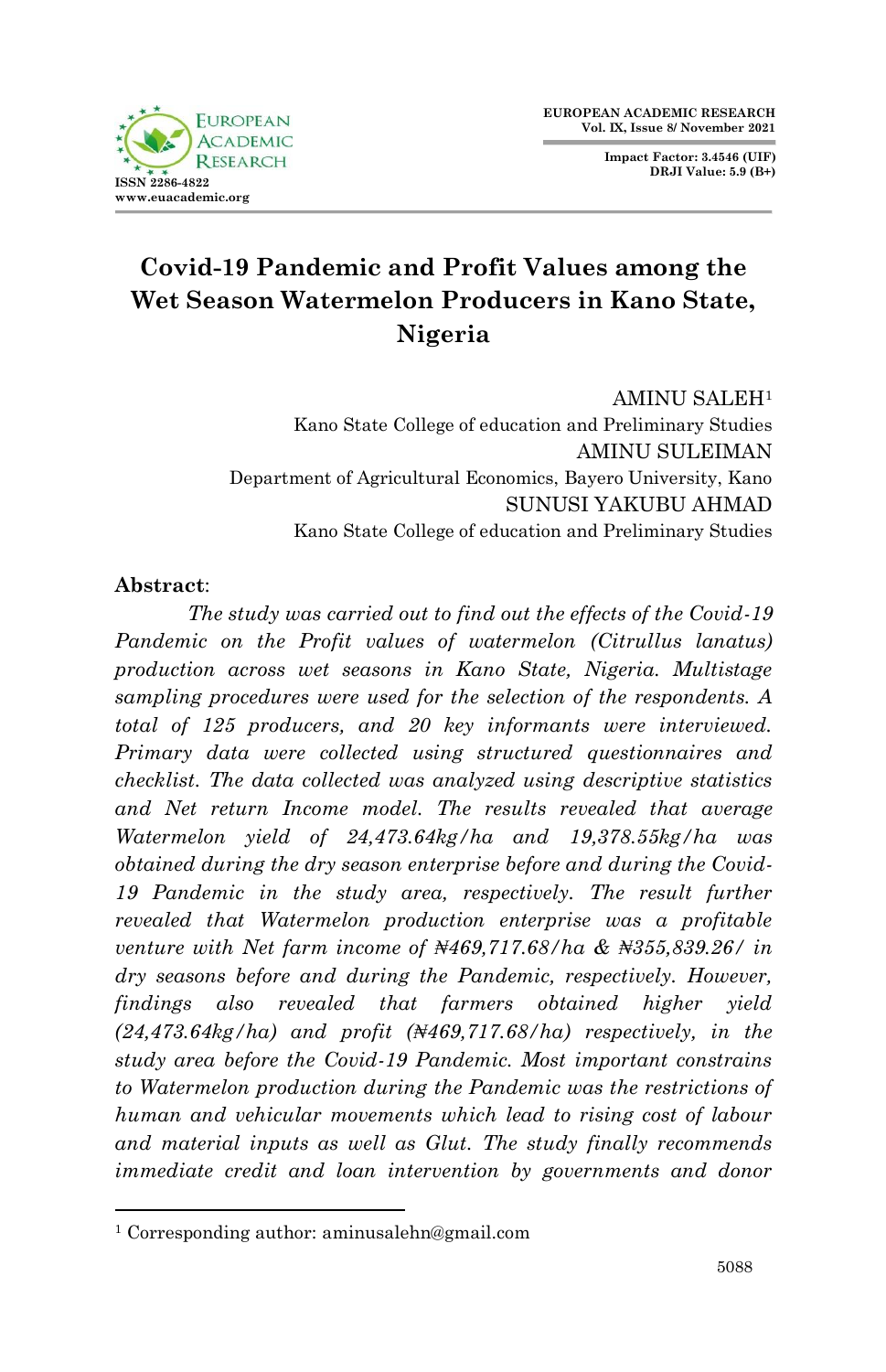# Covid-19 Pandemic and Profit Values among the Wet Season Watermelon Producers in Kano State, Nigeria

AMINU SALEH[1]
Kano State College of education and Preliminary Studies
AMINU SULEIMAN
Department of Agricultural Economics, Bayero University, Kano
SUNUSI YAKUBU AHMAD
Kano State College of education and Preliminary Studies

**Abstract**:

*The study was carried out to find out the effects of the Covid-19 Pandemic on the Profit values of watermelon (Citrullus lanatus) production across wet seasons in Kano State, Nigeria. Multistage sampling procedures were used for the selection of the respondents. A total of 125 producers, and 20 key informants were interviewed. Primary data were collected using structured questionnaires and checklist. The data collected was analyzed using descriptive statistics and Net return Income model. The results revealed that average Watermelon yield of 24,473.64kg/ha and 19,378.55kg/ha was obtained during the dry season enterprise before and during the Covid-19 Pandemic in the study area, respectively. The result further revealed that Watermelon production enterprise was a profitable venture with Net farm income of ₦469,717.68/ha & ₦355,839.26/ in dry seasons before and during the Pandemic, respectively. However, findings also revealed that farmers obtained higher yield (24,473.64kg/ha) and profit (₦469,717.68/ha) respectively, in the study area before the Covid-19 Pandemic. Most important constrains to Watermelon production during the Pandemic was the restrictions of human and vehicular movements which lead to rising cost of labour and material inputs as well as Glut. The study finally recommends immediate credit and loan intervention by governments and donor*

[1] Corresponding author: aminusalehn@gmail.com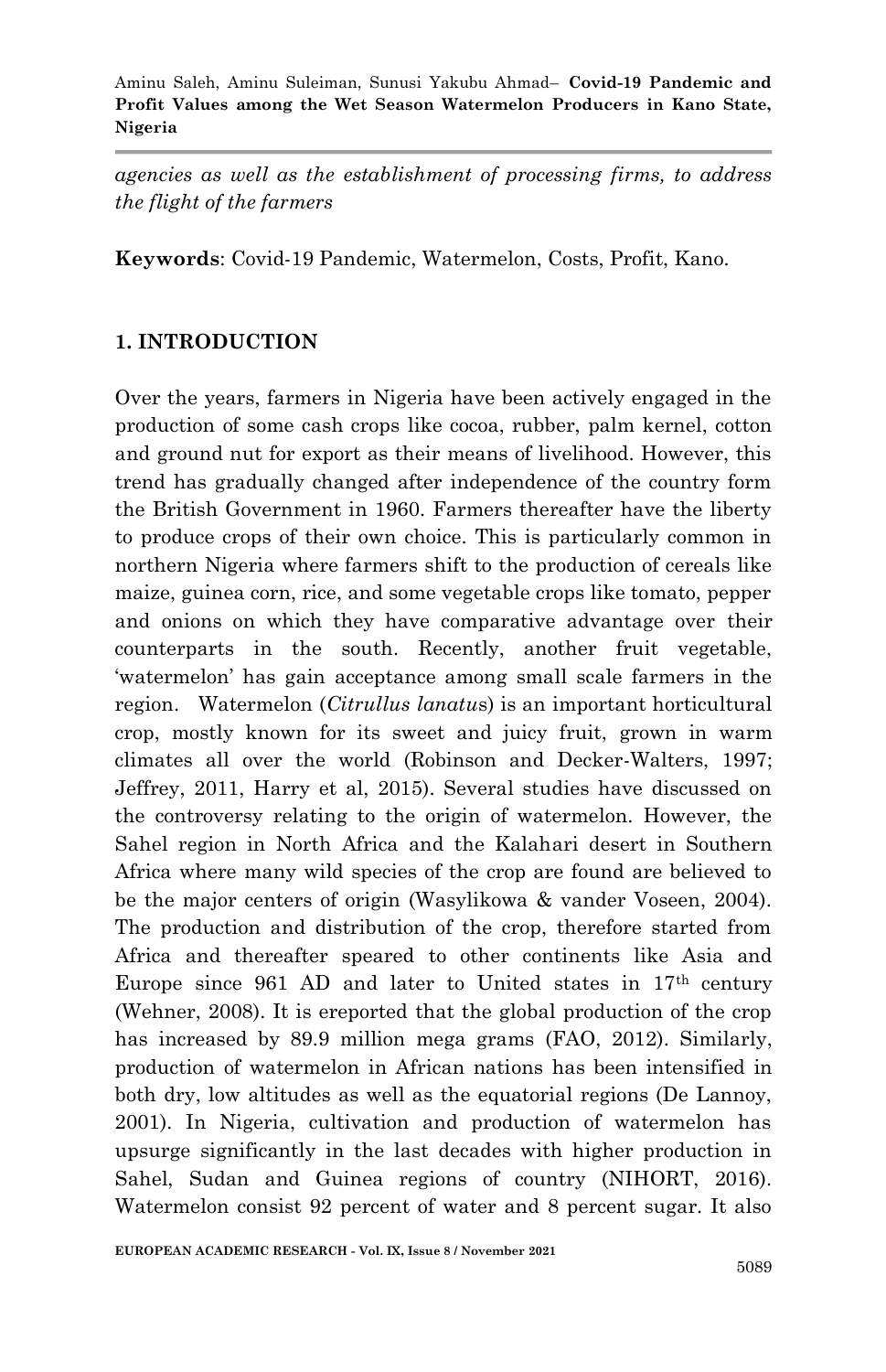*agencies as well as the establishment of processing firms, to address the flight of the farmers*

**Keywords**: Covid-19 Pandemic, Watermelon, Costs, Profit, Kano.

## 1. INTRODUCTION

Over the years, farmers in Nigeria have been actively engaged in the production of some cash crops like cocoa, rubber, palm kernel, cotton and ground nut for export as their means of livelihood. However, this trend has gradually changed after independence of the country form the British Government in 1960. Farmers thereafter have the liberty to produce crops of their own choice. This is particularly common in northern Nigeria where farmers shift to the production of cereals like maize, guinea corn, rice, and some vegetable crops like tomato, pepper and onions on which they have comparative advantage over their counterparts in the south. Recently, another fruit vegetable, 'watermelon' has gain acceptance among small scale farmers in the region. Watermelon (*Citrullus lanatus*) is an important horticultural crop, mostly known for its sweet and juicy fruit, grown in warm climates all over the world (Robinson and Decker-Walters, 1997; Jeffrey, 2011, Harry et al, 2015). Several studies have discussed on the controversy relating to the origin of watermelon. However, the Sahel region in North Africa and the Kalahari desert in Southern Africa where many wild species of the crop are found are believed to be the major centers of origin (Wasylikowa & vander Voseen, 2004). The production and distribution of the crop, therefore started from Africa and thereafter speared to other continents like Asia and Europe since 961 AD and later to United states in 17th century (Wehner, 2008). It is ereported that the global production of the crop has increased by 89.9 million mega grams (FAO, 2012). Similarly, production of watermelon in African nations has been intensified in both dry, low altitudes as well as the equatorial regions (De Lannoy, 2001). In Nigeria, cultivation and production of watermelon has upsurge significantly in the last decades with higher production in Sahel, Sudan and Guinea regions of country (NIHORT, 2016). Watermelon consist 92 percent of water and 8 percent sugar. It also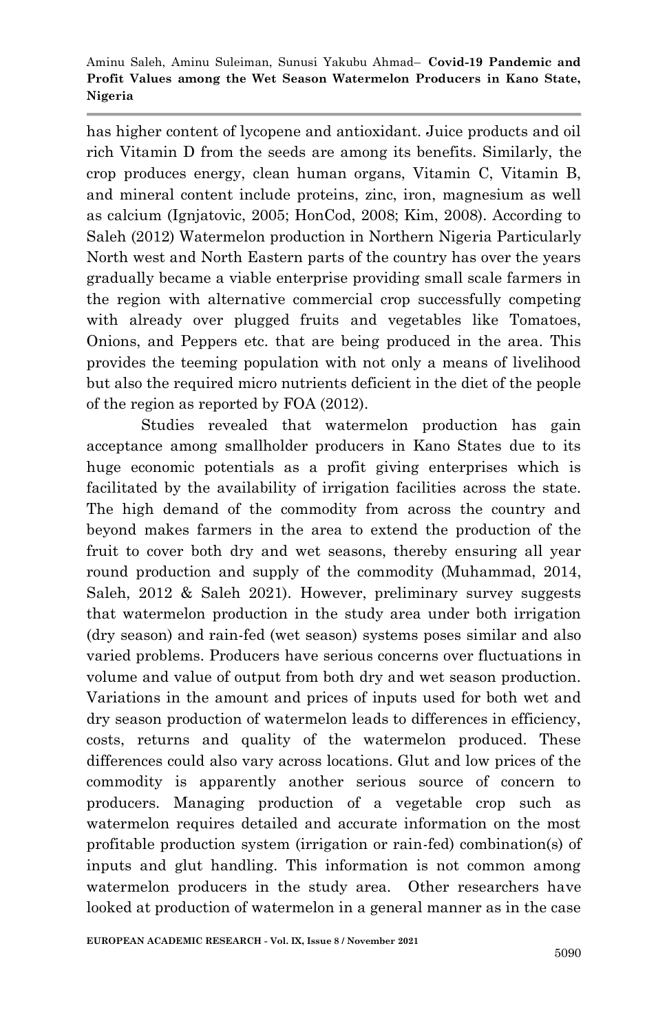has higher content of lycopene and antioxidant. Juice products and oil rich Vitamin D from the seeds are among its benefits. Similarly, the crop produces energy, clean human organs, Vitamin C, Vitamin B, and mineral content include proteins, zinc, iron, magnesium as well as calcium (Ignjatovic, 2005; HonCod, 2008; Kim, 2008). According to Saleh (2012) Watermelon production in Northern Nigeria Particularly North west and North Eastern parts of the country has over the years gradually became a viable enterprise providing small scale farmers in the region with alternative commercial crop successfully competing with already over plugged fruits and vegetables like Tomatoes, Onions, and Peppers etc. that are being produced in the area. This provides the teeming population with not only a means of livelihood but also the required micro nutrients deficient in the diet of the people of the region as reported by FOA (2012).

Studies revealed that watermelon production has gain acceptance among smallholder producers in Kano States due to its huge economic potentials as a profit giving enterprises which is facilitated by the availability of irrigation facilities across the state. The high demand of the commodity from across the country and beyond makes farmers in the area to extend the production of the fruit to cover both dry and wet seasons, thereby ensuring all year round production and supply of the commodity (Muhammad, 2014, Saleh, 2012 & Saleh 2021). However, preliminary survey suggests that watermelon production in the study area under both irrigation (dry season) and rain-fed (wet season) systems poses similar and also varied problems. Producers have serious concerns over fluctuations in volume and value of output from both dry and wet season production. Variations in the amount and prices of inputs used for both wet and dry season production of watermelon leads to differences in efficiency, costs, returns and quality of the watermelon produced. These differences could also vary across locations. Glut and low prices of the commodity is apparently another serious source of concern to producers. Managing production of a vegetable crop such as watermelon requires detailed and accurate information on the most profitable production system (irrigation or rain-fed) combination(s) of inputs and glut handling. This information is not common among watermelon producers in the study area. Other researchers have looked at production of watermelon in a general manner as in the case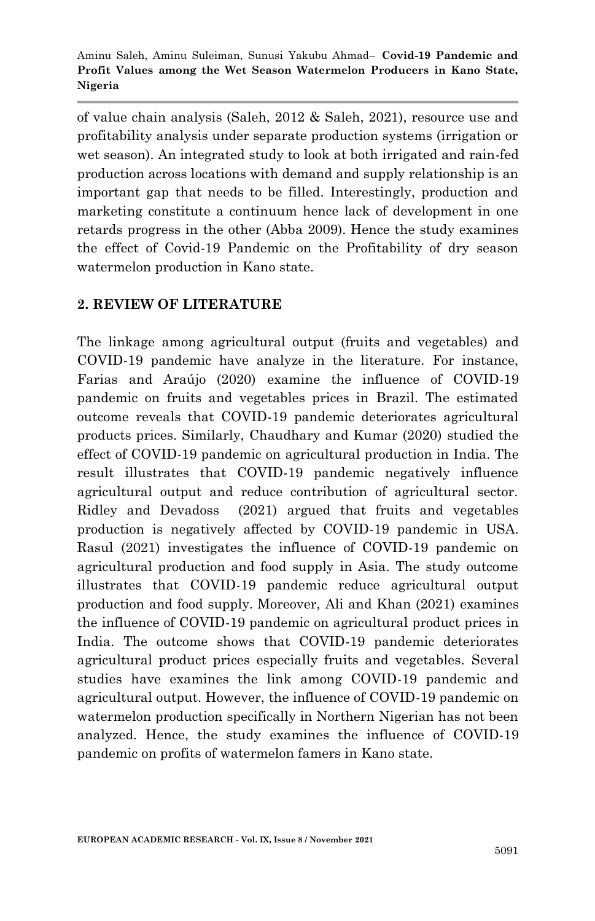of value chain analysis (Saleh, 2012 & Saleh, 2021), resource use and profitability analysis under separate production systems (irrigation or wet season). An integrated study to look at both irrigated and rain-fed production across locations with demand and supply relationship is an important gap that needs to be filled. Interestingly, production and marketing constitute a continuum hence lack of development in one retards progress in the other (Abba 2009). Hence the study examines the effect of Covid-19 Pandemic on the Profitability of dry season watermelon production in Kano state.

## 2. REVIEW OF LITERATURE

The linkage among agricultural output (fruits and vegetables) and COVID-19 pandemic have analyze in the literature. For instance, Farias and Araújo (2020) examine the influence of COVID-19 pandemic on fruits and vegetables prices in Brazil. The estimated outcome reveals that COVID-19 pandemic deteriorates agricultural products prices. Similarly, Chaudhary and Kumar (2020) studied the effect of COVID-19 pandemic on agricultural production in India. The result illustrates that COVID-19 pandemic negatively influence agricultural output and reduce contribution of agricultural sector. Ridley and Devadoss (2021) argued that fruits and vegetables production is negatively affected by COVID-19 pandemic in USA. Rasul (2021) investigates the influence of COVID-19 pandemic on agricultural production and food supply in Asia. The study outcome illustrates that COVID-19 pandemic reduce agricultural output production and food supply. Moreover, Ali and Khan (2021) examines the influence of COVID-19 pandemic on agricultural product prices in India. The outcome shows that COVID-19 pandemic deteriorates agricultural product prices especially fruits and vegetables. Several studies have examines the link among COVID-19 pandemic and agricultural output. However, the influence of COVID-19 pandemic on watermelon production specifically in Northern Nigerian has not been analyzed. Hence, the study examines the influence of COVID-19 pandemic on profits of watermelon famers in Kano state.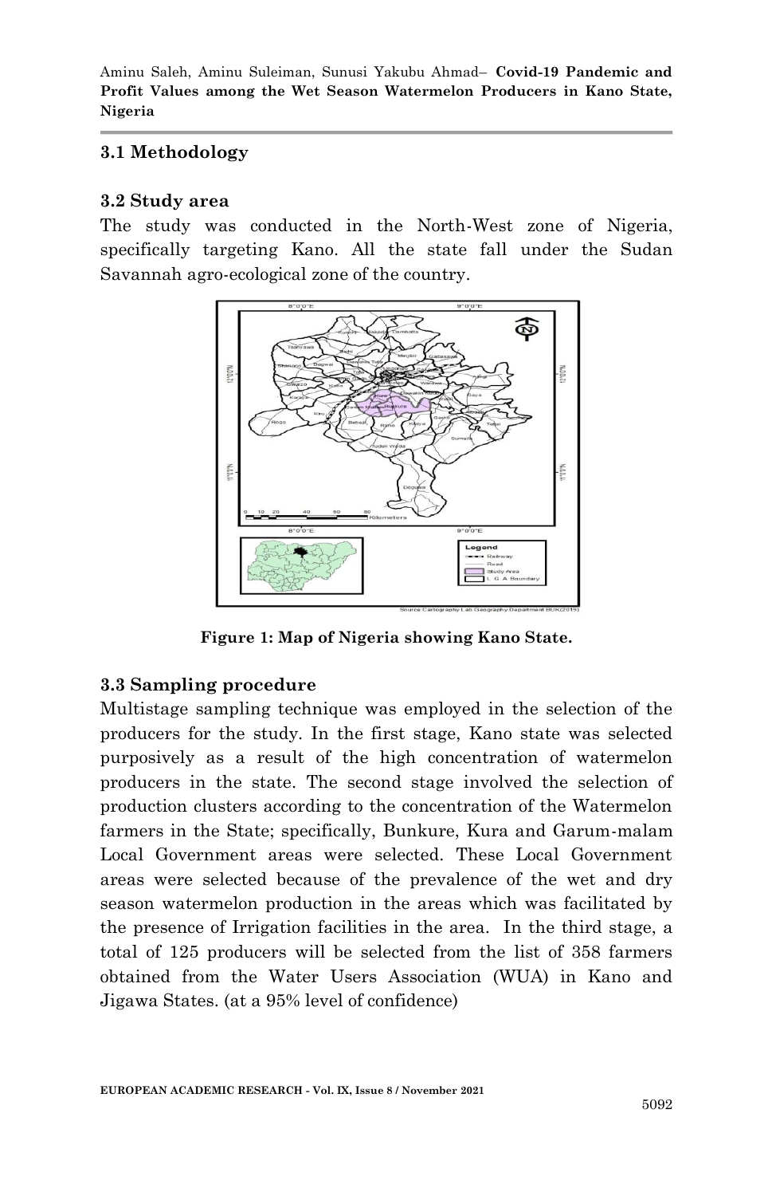### 3.1 Methodology

### 3.2 Study area

The study was conducted in the North-West zone of Nigeria, specifically targeting Kano. All the state fall under the Sudan Savannah agro-ecological zone of the country.

**Figure 1: Map of Nigeria showing Kano State.**

### 3.3 Sampling procedure

Multistage sampling technique was employed in the selection of the producers for the study. In the first stage, Kano state was selected purposively as a result of the high concentration of watermelon producers in the state. The second stage involved the selection of production clusters according to the concentration of the Watermelon farmers in the State; specifically, Bunkure, Kura and Garum-malam Local Government areas were selected. These Local Government areas were selected because of the prevalence of the wet and dry season watermelon production in the areas which was facilitated by the presence of Irrigation facilities in the area. In the third stage, a total of 125 producers will be selected from the list of 358 farmers obtained from the Water Users Association (WUA) in Kano and Jigawa States. (at a 95% level of confidence)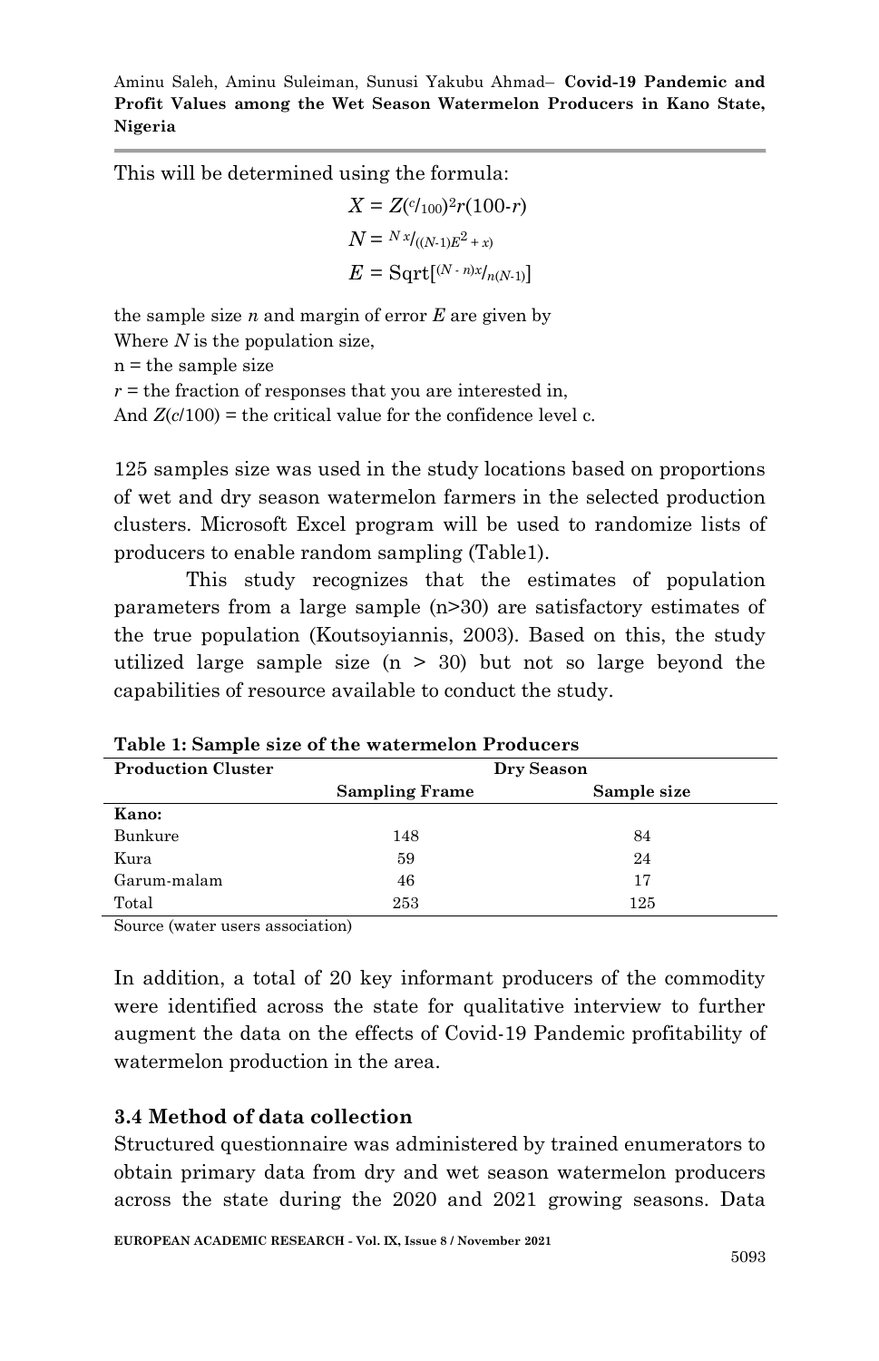This will be determined using the formula:

$$X = Z(^{c}/_{100})^2 r(100\text{-}r)$$

$$N = {}^{N\,x}/_{((N\text{-}1)E^2 + x)}$$

$$E = \text{Sqrt}[^{(N\,-\,n)x}/_{n(N\text{-}1)}]$$

the sample size $n$ and margin of error $E$ are given by
Where $N$ is the population size,
n = the sample size
$r$ = the fraction of responses that you are interested in,
And $Z(c/100)$ = the critical value for the confidence level c.

125 samples size was used in the study locations based on proportions of wet and dry season watermelon farmers in the selected production clusters. Microsoft Excel program will be used to randomize lists of producers to enable random sampling (Table1).

This study recognizes that the estimates of population parameters from a large sample (n>30) are satisfactory estimates of the true population (Koutsoyiannis, 2003). Based on this, the study utilized large sample size (n > 30) but not so large beyond the capabilities of resource available to conduct the study.

**Table 1: Sample size of the watermelon Producers**

| Production Cluster | Dry Season | |
|---|---|---|
| | Sampling Frame | Sample size |
| **Kano:** | | |
| Bunkure | 148 | 84 |
| Kura | 59 | 24 |
| Garum-malam | 46 | 17 |
| Total | 253 | 125 |

Source (water users association)

In addition, a total of 20 key informant producers of the commodity were identified across the state for qualitative interview to further augment the data on the effects of Covid-19 Pandemic profitability of watermelon production in the area.

### 3.4 Method of data collection

Structured questionnaire was administered by trained enumerators to obtain primary data from dry and wet season watermelon producers across the state during the 2020 and 2021 growing seasons. Data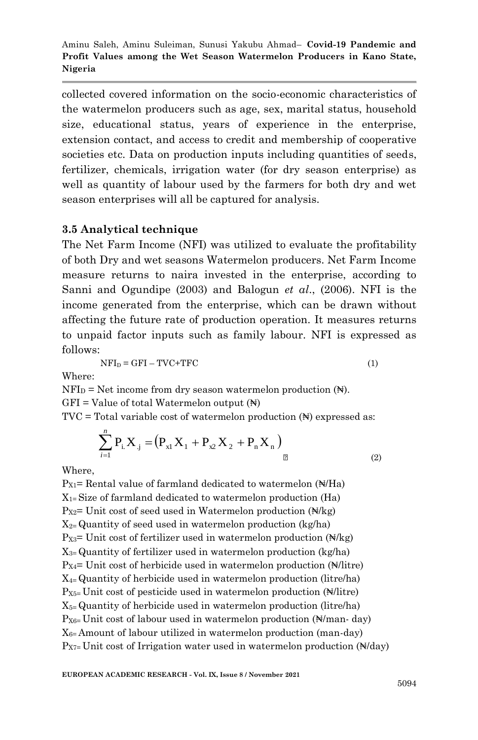collected covered information on the socio-economic characteristics of the watermelon producers such as age, sex, marital status, household size, educational status, years of experience in the enterprise, extension contact, and access to credit and membership of cooperative societies etc. Data on production inputs including quantities of seeds, fertilizer, chemicals, irrigation water (for dry season enterprise) as well as quantity of labour used by the farmers for both dry and wet season enterprises will all be captured for analysis.

### 3.5 Analytical technique

The Net Farm Income (NFI) was utilized to evaluate the profitability of both Dry and wet seasons Watermelon producers. Net Farm Income measure returns to naira invested in the enterprise, according to Sanni and Ogundipe (2003) and Balogun *et al*., (2006). NFI is the income generated from the enterprise, which can be drawn without affecting the future rate of production operation. It measures returns to unpaid factor inputs such as family labour. NFI is expressed as follows:

$$NFI_D = GFI - TVC + TFC \tag{1}$$

Where:

$NFI_D$ = Net income from dry season watermelon production (₦).

GFI = Value of total Watermelon output (₦)

TVC = Total variable cost of watermelon production (₦) expressed as:

$$\sum_{i=1}^{n} P_{i.} X_{.j} = \left(P_{x1} X_1 + P_{x2} X_2 + P_n X_n\right) \tag{2}$$

Where,

$P_{X1}$= Rental value of farmland dedicated to watermelon (₦/Ha)

$X_1$= Size of farmland dedicated to watermelon production (Ha)

$P_{X2}$= Unit cost of seed used in Watermelon production (₦/kg)

$X_2$= Quantity of seed used in watermelon production (kg/ha)

$P_{X3}$= Unit cost of fertilizer used in watermelon production (₦/kg)

$X_3$= Quantity of fertilizer used in watermelon production (kg/ha)

$P_{X4}$= Unit cost of herbicide used in watermelon production (₦/litre)

$X_4$= Quantity of herbicide used in watermelon production (litre/ha)

$P_{X5}$= Unit cost of pesticide used in watermelon production (₦/litre)

$X_5$= Quantity of herbicide used in watermelon production (litre/ha)

$P_{X6}$= Unit cost of labour used in watermelon production (₦/man- day)

$X_6$= Amount of labour utilized in watermelon production (man-day)

$P_{X7}$= Unit cost of Irrigation water used in watermelon production (₦/day)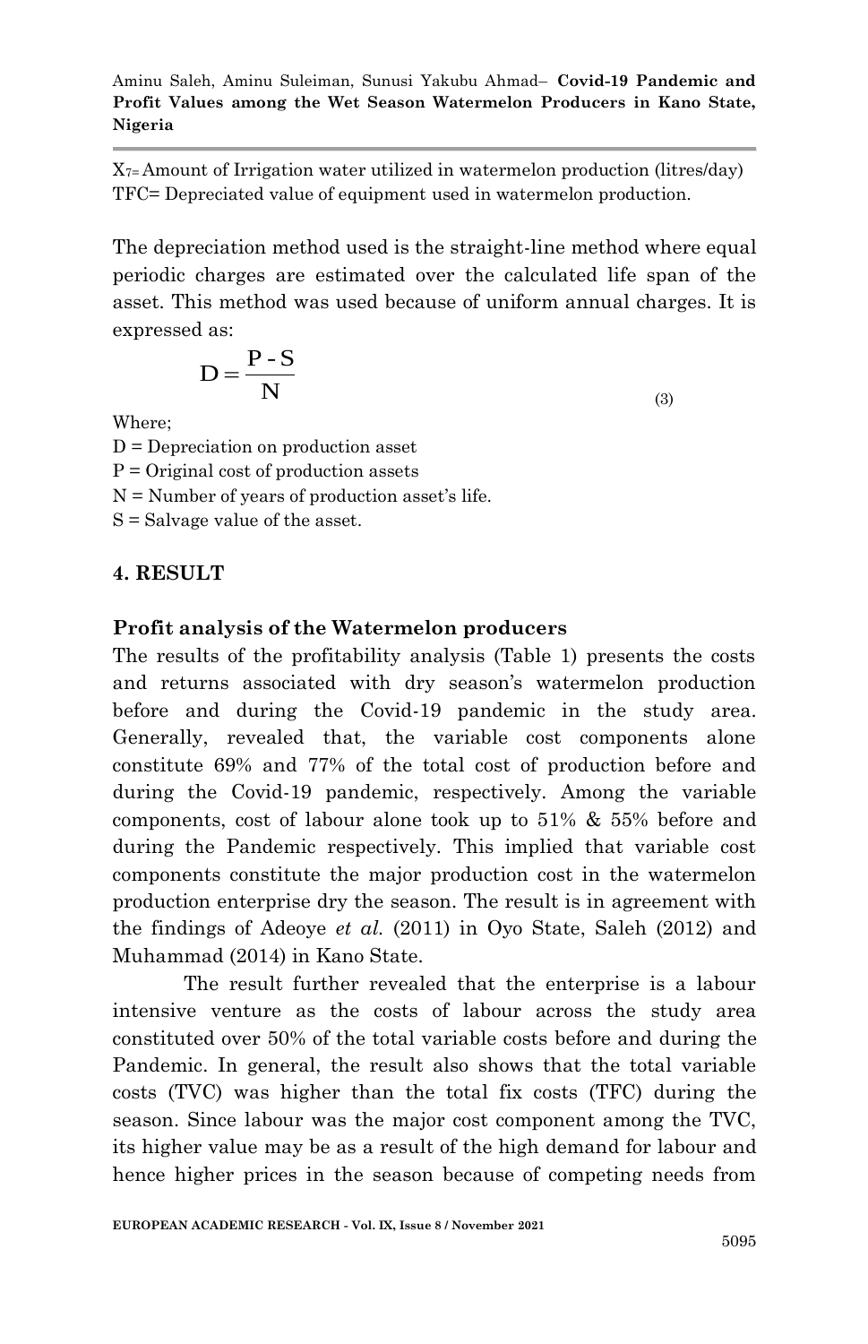$X_7$= Amount of Irrigation water utilized in watermelon production (litres/day)
TFC= Depreciated value of equipment used in watermelon production.

The depreciation method used is the straight-line method where equal periodic charges are estimated over the calculated life span of the asset. This method was used because of uniform annual charges. It is expressed as:

$$D = \frac{P - S}{N} \quad (3)$$

Where;
D = Depreciation on production asset
P = Original cost of production assets
N = Number of years of production asset's life.
S = Salvage value of the asset.

## 4. RESULT

### Profit analysis of the Watermelon producers

The results of the profitability analysis (Table 1) presents the costs and returns associated with dry season's watermelon production before and during the Covid-19 pandemic in the study area. Generally, revealed that, the variable cost components alone constitute 69% and 77% of the total cost of production before and during the Covid-19 pandemic, respectively. Among the variable components, cost of labour alone took up to 51% & 55% before and during the Pandemic respectively. This implied that variable cost components constitute the major production cost in the watermelon production enterprise dry the season. The result is in agreement with the findings of Adeoye *et al.* (2011) in Oyo State, Saleh (2012) and Muhammad (2014) in Kano State.

The result further revealed that the enterprise is a labour intensive venture as the costs of labour across the study area constituted over 50% of the total variable costs before and during the Pandemic. In general, the result also shows that the total variable costs (TVC) was higher than the total fix costs (TFC) during the season. Since labour was the major cost component among the TVC, its higher value may be as a result of the high demand for labour and hence higher prices in the season because of competing needs from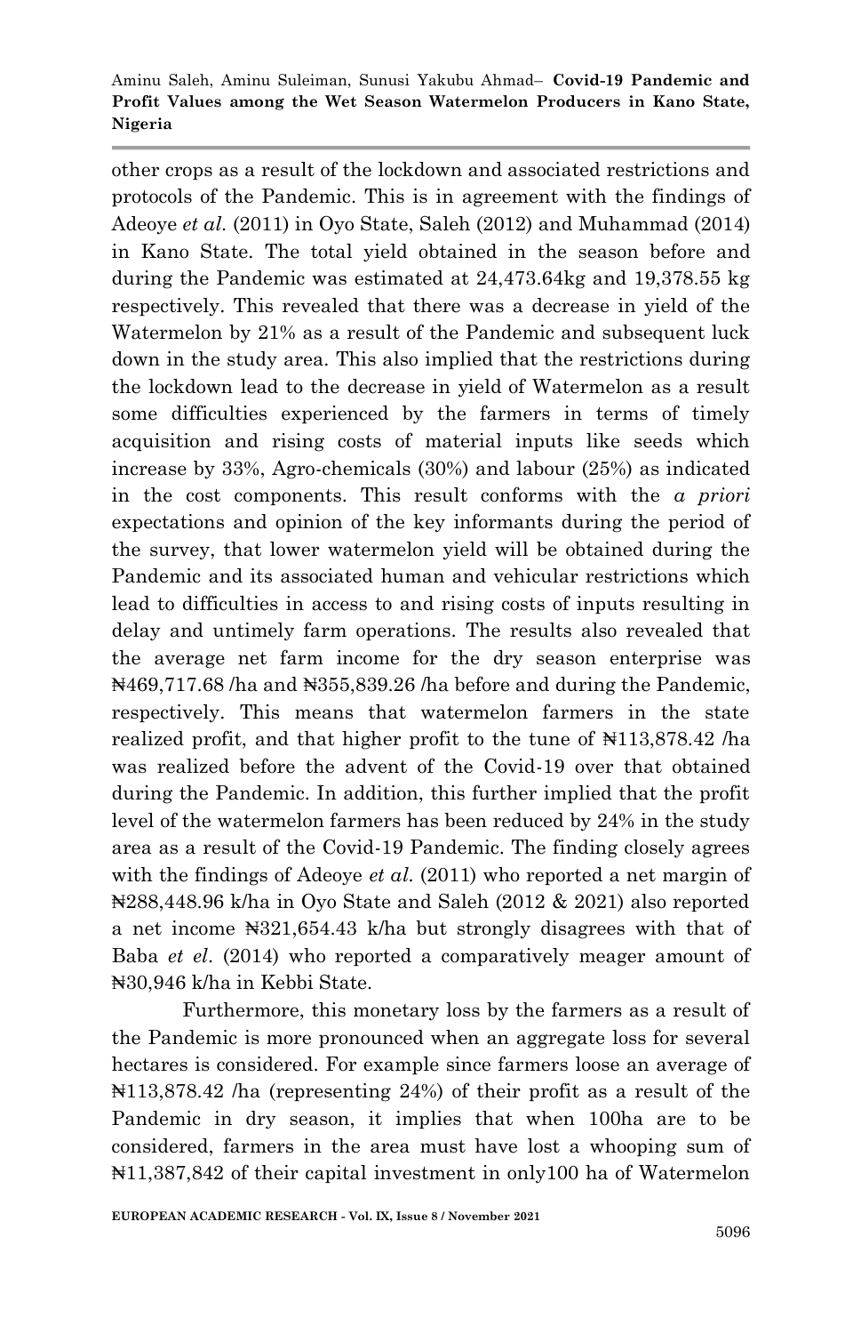other crops as a result of the lockdown and associated restrictions and protocols of the Pandemic. This is in agreement with the findings of Adeoye *et al.* (2011) in Oyo State, Saleh (2012) and Muhammad (2014) in Kano State. The total yield obtained in the season before and during the Pandemic was estimated at 24,473.64kg and 19,378.55 kg respectively. This revealed that there was a decrease in yield of the Watermelon by 21% as a result of the Pandemic and subsequent luck down in the study area. This also implied that the restrictions during the lockdown lead to the decrease in yield of Watermelon as a result some difficulties experienced by the farmers in terms of timely acquisition and rising costs of material inputs like seeds which increase by 33%, Agro-chemicals (30%) and labour (25%) as indicated in the cost components. This result conforms with the *a priori* expectations and opinion of the key informants during the period of the survey, that lower watermelon yield will be obtained during the Pandemic and its associated human and vehicular restrictions which lead to difficulties in access to and rising costs of inputs resulting in delay and untimely farm operations. The results also revealed that the average net farm income for the dry season enterprise was ₦469,717.68 /ha and ₦355,839.26 /ha before and during the Pandemic, respectively. This means that watermelon farmers in the state realized profit, and that higher profit to the tune of ₦113,878.42 /ha was realized before the advent of the Covid-19 over that obtained during the Pandemic. In addition, this further implied that the profit level of the watermelon farmers has been reduced by 24% in the study area as a result of the Covid-19 Pandemic. The finding closely agrees with the findings of Adeoye *et al.* (2011) who reported a net margin of ₦288,448.96 k/ha in Oyo State and Saleh (2012 & 2021) also reported a net income ₦321,654.43 k/ha but strongly disagrees with that of Baba *et el*. (2014) who reported a comparatively meager amount of ₦30,946 k/ha in Kebbi State.

Furthermore, this monetary loss by the farmers as a result of the Pandemic is more pronounced when an aggregate loss for several hectares is considered. For example since farmers loose an average of ₦113,878.42 /ha (representing 24%) of their profit as a result of the Pandemic in dry season, it implies that when 100ha are to be considered, farmers in the area must have lost a whooping sum of ₦11,387,842 of their capital investment in only100 ha of Watermelon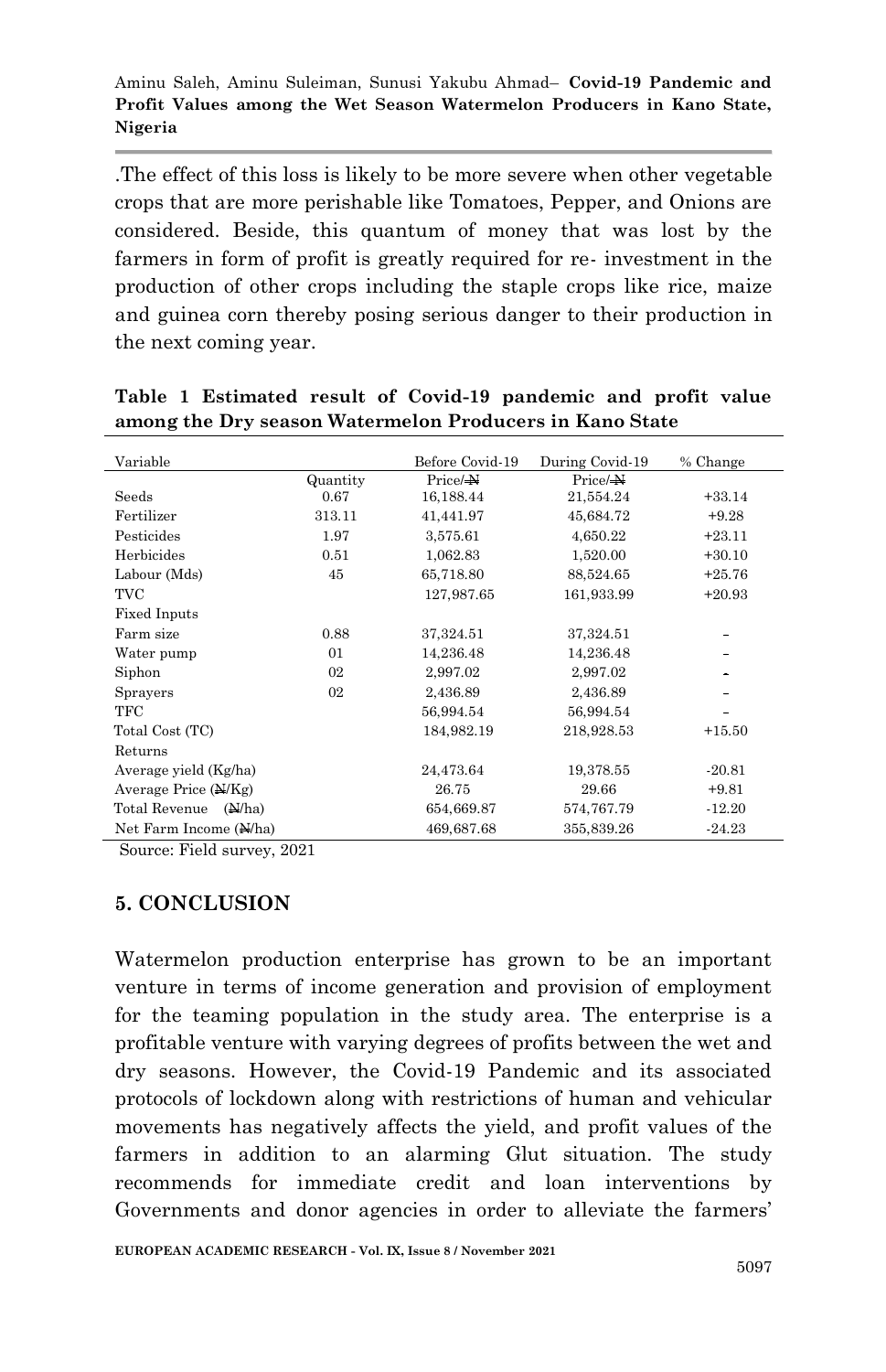.The effect of this loss is likely to be more severe when other vegetable crops that are more perishable like Tomatoes, Pepper, and Onions are considered. Beside, this quantum of money that was lost by the farmers in form of profit is greatly required for re- investment in the production of other crops including the staple crops like rice, maize and guinea corn thereby posing serious danger to their production in the next coming year.

**Table 1 Estimated result of Covid-19 pandemic and profit value among the Dry season Watermelon Producers in Kano State**

| Variable | | Before Covid-19 | During Covid-19 | % Change |
|---|---|---|---|---|
| | Quantity | Price/₦ | Price/₦ | |
| Seeds | 0.67 | 16,188.44 | 21,554.24 | +33.14 |
| Fertilizer | 313.11 | 41,441.97 | 45,684.72 | +9.28 |
| Pesticides | 1.97 | 3,575.61 | 4,650.22 | +23.11 |
| Herbicides | 0.51 | 1,062.83 | 1,520.00 | +30.10 |
| Labour (Mds) | 45 | 65,718.80 | 88,524.65 | +25.76 |
| TVC | | 127,987.65 | 161,933.99 | +20.93 |
| Fixed Inputs | | | | |
| Farm size | 0.88 | 37,324.51 | 37,324.51 | – |
| Water pump | 01 | 14,236.48 | 14,236.48 | – |
| Siphon | 02 | 2,997.02 | 2,997.02 | – |
| Sprayers | 02 | 2,436.89 | 2,436.89 | – |
| TFC | | 56,994.54 | 56,994.54 | – |
| Total Cost (TC) | | 184,982.19 | 218,928.53 | +15.50 |
| Returns | | | | |
| Average yield (Kg/ha) | | 24,473.64 | 19,378.55 | -20.81 |
| Average Price (₦/Kg) | | 26.75 | 29.66 | +9.81 |
| Total Revenue (₦/ha) | | 654,669.87 | 574,767.79 | -12.20 |
| Net Farm Income (₦/ha) | | 469,687.68 | 355,839.26 | -24.23 |

Source: Field survey, 2021

## 5. CONCLUSION

Watermelon production enterprise has grown to be an important venture in terms of income generation and provision of employment for the teaming population in the study area. The enterprise is a profitable venture with varying degrees of profits between the wet and dry seasons. However, the Covid-19 Pandemic and its associated protocols of lockdown along with restrictions of human and vehicular movements has negatively affects the yield, and profit values of the farmers in addition to an alarming Glut situation. The study recommends for immediate credit and loan interventions by Governments and donor agencies in order to alleviate the farmers'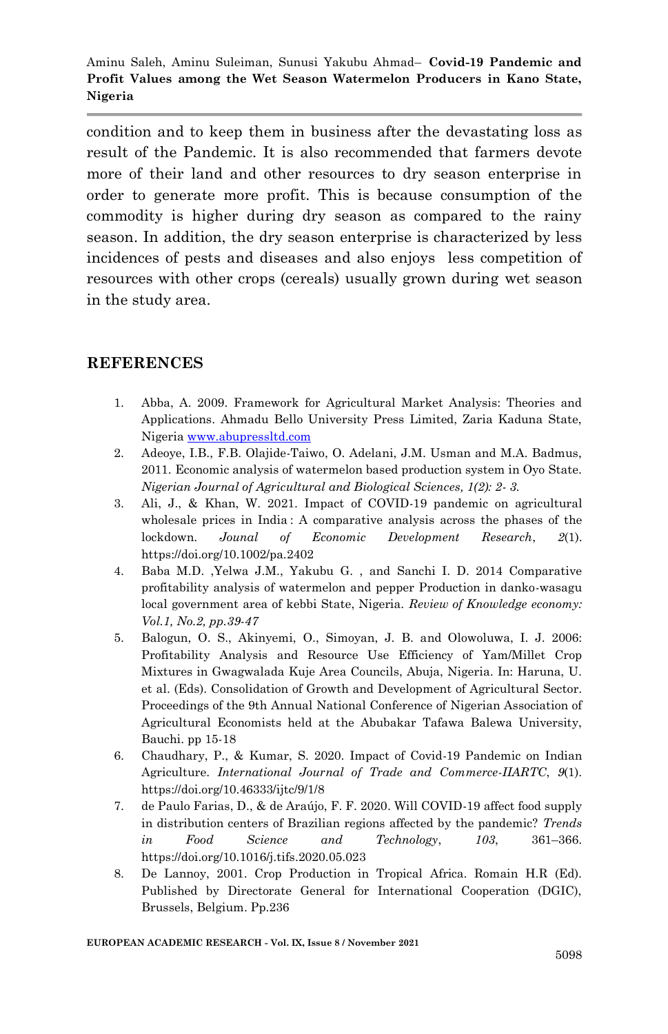condition and to keep them in business after the devastating loss as result of the Pandemic. It is also recommended that farmers devote more of their land and other resources to dry season enterprise in order to generate more profit. This is because consumption of the commodity is higher during dry season as compared to the rainy season. In addition, the dry season enterprise is characterized by less incidences of pests and diseases and also enjoys less competition of resources with other crops (cereals) usually grown during wet season in the study area.

## REFERENCES

1. Abba, A. 2009. Framework for Agricultural Market Analysis: Theories and Applications. Ahmadu Bello University Press Limited, Zaria Kaduna State, Nigeria www.abupressltd.com
2. Adeoye, I.B., F.B. Olajide-Taiwo, O. Adelani, J.M. Usman and M.A. Badmus, 2011. Economic analysis of watermelon based production system in Oyo State. *Nigerian Journal of Agricultural and Biological Sciences, 1(2): 2- 3.*
3. Ali, J., & Khan, W. 2021. Impact of COVID-19 pandemic on agricultural wholesale prices in India : A comparative analysis across the phases of the lockdown. *Jounal of Economic Development Research*, *2*(1). https://doi.org/10.1002/pa.2402
4. Baba M.D. ,Yelwa J.M., Yakubu G. , and Sanchi I. D. 2014 Comparative profitability analysis of watermelon and pepper Production in danko-wasagu local government area of kebbi State, Nigeria. *Review of Knowledge economy: Vol.1, No.2, pp.39-47*
5. Balogun, O. S., Akinyemi, O., Simoyan, J. B. and Olowoluwa, I. J. 2006: Profitability Analysis and Resource Use Efficiency of Yam/Millet Crop Mixtures in Gwagwalada Kuje Area Councils, Abuja, Nigeria. In: Haruna, U. et al. (Eds). Consolidation of Growth and Development of Agricultural Sector. Proceedings of the 9th Annual National Conference of Nigerian Association of Agricultural Economists held at the Abubakar Tafawa Balewa University, Bauchi. pp 15-18
6. Chaudhary, P., & Kumar, S. 2020. Impact of Covid-19 Pandemic on Indian Agriculture. *International Journal of Trade and Commerce-IIARTC*, *9*(1). https://doi.org/10.46333/ijtc/9/1/8
7. de Paulo Farias, D., & de Araújo, F. F. 2020. Will COVID-19 affect food supply in distribution centers of Brazilian regions affected by the pandemic? *Trends in Food Science and Technology*, *103*, 361–366. https://doi.org/10.1016/j.tifs.2020.05.023
8. De Lannoy, 2001. Crop Production in Tropical Africa. Romain H.R (Ed). Published by Directorate General for International Cooperation (DGIC), Brussels, Belgium. Pp.236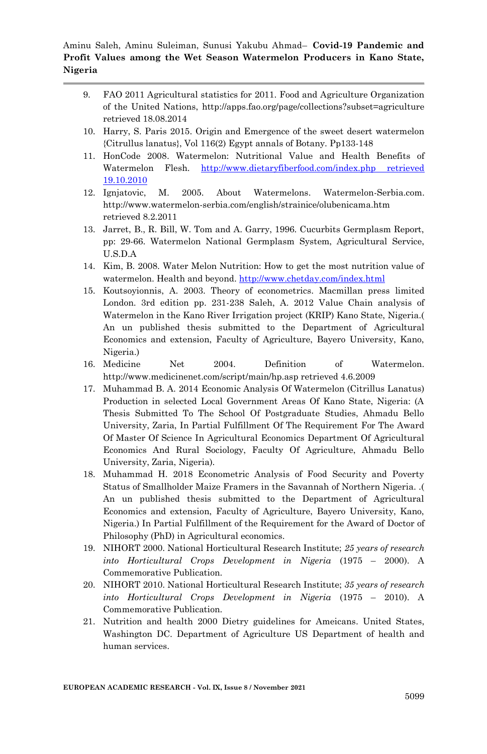9. FAO 2011 Agricultural statistics for 2011. Food and Agriculture Organization of the United Nations, http://apps.fao.org/page/collections?subset=agriculture retrieved 18.08.2014
10. Harry, S. Paris 2015. Origin and Emergence of the sweet desert watermelon {Citrullus lanatus}, Vol 116(2) Egypt annals of Botany. Pp133-148
11. HonCode 2008. Watermelon: Nutritional Value and Health Benefits of Watermelon Flesh. http://www.dietaryfiberfood.com/index.php retrieved 19.10.2010
12. Ignjatovic, M. 2005. About Watermelons. Watermelon-Serbia.com. http://www.watermelon-serbia.com/english/strainice/olubenicama.htm retrieved 8.2.2011
13. Jarret, B., R. Bill, W. Tom and A. Garry, 1996. Cucurbits Germplasm Report, pp: 29-66. Watermelon National Germplasm System, Agricultural Service, U.S.D.A
14. Kim, B. 2008. Water Melon Nutrition: How to get the most nutrition value of watermelon. Health and beyond. http://www.chetday.com/index.html
15. Koutsoyionnis, A. 2003. Theory of econometrics. Macmillan press limited London. 3rd edition pp. 231-238 Saleh, A. 2012 Value Chain analysis of Watermelon in the Kano River Irrigation project (KRIP) Kano State, Nigeria.( An un published thesis submitted to the Department of Agricultural Economics and extension, Faculty of Agriculture, Bayero University, Kano, Nigeria.)
16. Medicine Net 2004. Definition of Watermelon. http://www.medicinenet.com/script/main/hp.asp retrieved 4.6.2009
17. Muhammad B. A. 2014 Economic Analysis Of Watermelon (Citrillus Lanatus) Production in selected Local Government Areas Of Kano State, Nigeria: (A Thesis Submitted To The School Of Postgraduate Studies, Ahmadu Bello University, Zaria, In Partial Fulfillment Of The Requirement For The Award Of Master Of Science In Agricultural Economics Department Of Agricultural Economics And Rural Sociology, Faculty Of Agriculture, Ahmadu Bello University, Zaria, Nigeria).
18. Muhammad H. 2018 Econometric Analysis of Food Security and Poverty Status of Smallholder Maize Framers in the Savannah of Northern Nigeria. .( An un published thesis submitted to the Department of Agricultural Economics and extension, Faculty of Agriculture, Bayero University, Kano, Nigeria.) In Partial Fulfillment of the Requirement for the Award of Doctor of Philosophy (PhD) in Agricultural economics.
19. NIHORT 2000. National Horticultural Research Institute; *25 years of research into Horticultural Crops Development in Nigeria* (1975 – 2000). A Commemorative Publication.
20. NIHORT 2010. National Horticultural Research Institute; *35 years of research into Horticultural Crops Development in Nigeria* (1975 – 2010). A Commemorative Publication.
21. Nutrition and health 2000 Dietry guidelines for Ameicans. United States, Washington DC. Department of Agriculture US Department of health and human services.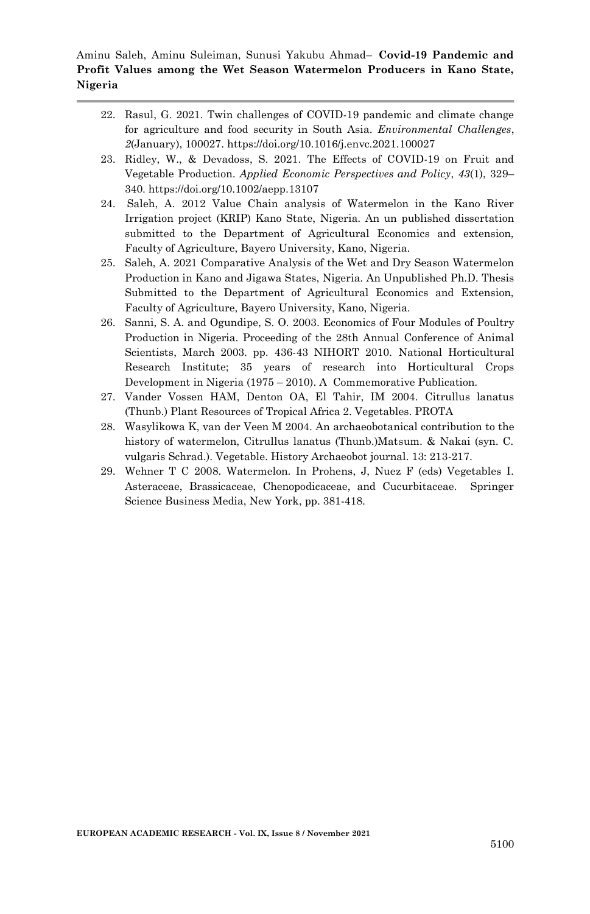22. Rasul, G. 2021. Twin challenges of COVID-19 pandemic and climate change for agriculture and food security in South Asia. *Environmental Challenges*, *2*(January), 100027. https://doi.org/10.1016/j.envc.2021.100027
23. Ridley, W., & Devadoss, S. 2021. The Effects of COVID-19 on Fruit and Vegetable Production. *Applied Economic Perspectives and Policy*, *43*(1), 329–340. https://doi.org/10.1002/aepp.13107
24. Saleh, A. 2012 Value Chain analysis of Watermelon in the Kano River Irrigation project (KRIP) Kano State, Nigeria. An un published dissertation submitted to the Department of Agricultural Economics and extension, Faculty of Agriculture, Bayero University, Kano, Nigeria.
25. Saleh, A. 2021 Comparative Analysis of the Wet and Dry Season Watermelon Production in Kano and Jigawa States, Nigeria. An Unpublished Ph.D. Thesis Submitted to the Department of Agricultural Economics and Extension, Faculty of Agriculture, Bayero University, Kano, Nigeria.
26. Sanni, S. A. and Ogundipe, S. O. 2003. Economics of Four Modules of Poultry Production in Nigeria. Proceeding of the 28th Annual Conference of Animal Scientists, March 2003. pp. 436-43 NIHORT 2010. National Horticultural Research Institute; 35 years of research into Horticultural Crops Development in Nigeria (1975 – 2010). A Commemorative Publication.
27. Vander Vossen HAM, Denton OA, El Tahir, IM 2004. Citrullus lanatus (Thunb.) Plant Resources of Tropical Africa 2. Vegetables. PROTA
28. Wasylikowa K, van der Veen M 2004. An archaeobotanical contribution to the history of watermelon, Citrullus lanatus (Thunb.)Matsum. & Nakai (syn. C. vulgaris Schrad.). Vegetable. History Archaeobot journal. 13: 213-217.
29. Wehner T C 2008. Watermelon. In Prohens, J, Nuez F (eds) Vegetables I. Asteraceae, Brassicaceae, Chenopodicaceae, and Cucurbitaceae. Springer Science Business Media, New York, pp. 381-418.